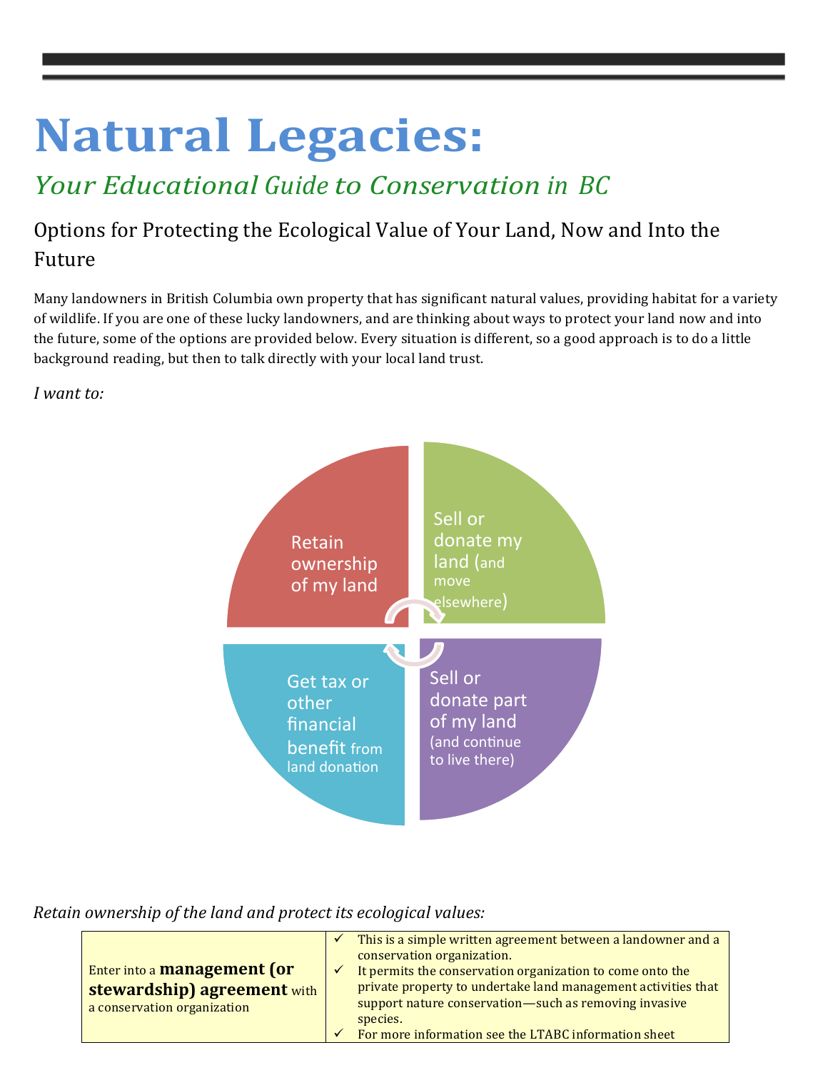# Natural Legacies:

## *Your Educational Guide to Conservation in BC*

### Options for Protecting the Ecological Value of Your Land, Now and Into the Future

Many landowners in British Columbia own property that has significant natural values, providing habitat for a variety of wildlife. If you are one of these lucky landowners, and are thinking about ways to protect your land now and into the future, some of the options are provided below. Every situation is different, so a good approach is to do a little background reading, but then to talk directly with your local land trust.

*I want to:*

- Retain ownership of my land
- Sell or donate my land (and move elsewhere)
- Sell or donate part of my land (and continue to live there)
- Get tax or other financial benefit from land donation

*Retain ownership of the land and protect its ecological values:*

| | |
|---|---|
| Enter into a **management (or stewardship) agreement** with a conservation organization | ✓ This is a simple written agreement between a landowner and a conservation organization.<br>✓ It permits the conservation organization to come onto the private property to undertake land management activities that support nature conservation—such as removing invasive species.<br>✓ For more information see the LTABC information sheet |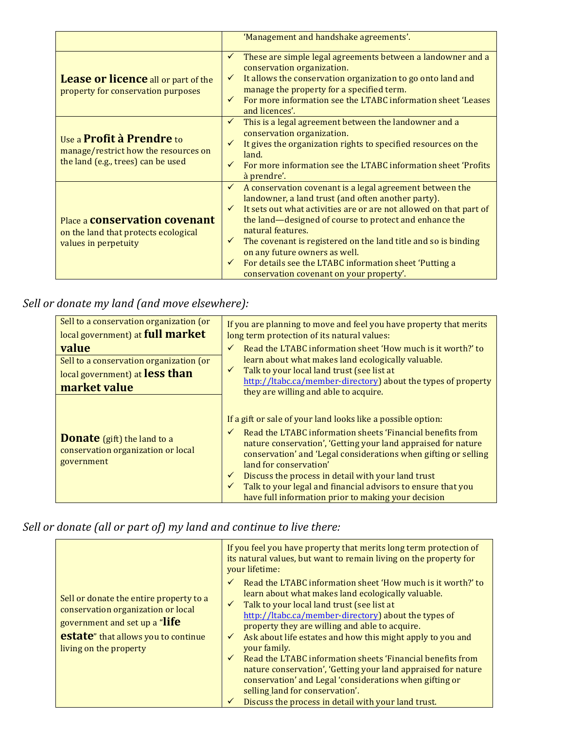| | |
|---|---|
| | 'Management and handshake agreements'. |
| **Lease or licence** all or part of the property for conservation purposes | ✓ These are simple legal agreements between a landowner and a conservation organization.<br>✓ It allows the conservation organization to go onto land and manage the property for a specified term.<br>✓ For more information see the LTABC information sheet 'Leases and licences'. |
| Use a **Profit à Prendre** to manage/restrict how the resources on the land (e.g., trees) can be used | ✓ This is a legal agreement between the landowner and a conservation organization.<br>✓ It gives the organization rights to specified resources on the land.<br>✓ For more information see the LTABC information sheet 'Profits à prendre'. |
| Place a **conservation covenant** on the land that protects ecological values in perpetuity | ✓ A conservation covenant is a legal agreement between the landowner, a land trust (and often another party).<br>✓ It sets out what activities are or are not allowed on that part of the land—designed of course to protect and enhance the natural features.<br>✓ The covenant is registered on the land title and so is binding on any future owners as well.<br>✓ For details see the LTABC information sheet 'Putting a conservation covenant on your property'. |

*Sell or donate my land (and move elsewhere):*

| | |
|---|---|
| Sell to a conservation organization (or local government) at **full market value** | If you are planning to move and feel you have property that merits long term protection of its natural values:<br>✓ Read the LTABC information sheet 'How much is it worth?' to learn about what makes land ecologically valuable.<br>✓ Talk to your local land trust (see list at http://ltabc.ca/member-directory) about the types of property they are willing and able to acquire.<br><br>If a gift or sale of your land looks like a possible option:<br>✓ Read the LTABC information sheets 'Financial benefits from nature conservation', 'Getting your land appraised for nature conservation' and 'Legal considerations when gifting or selling land for conservation'<br>✓ Discuss the process in detail with your land trust<br>✓ Talk to your legal and financial advisors to ensure that you have full information prior to making your decision |
| Sell to a conservation organization (or local government) at **less than market value** | |
| **Donate** (gift) the land to a conservation organization or local government | |

*Sell or donate (all or part of) my land and continue to live there:*

| | |
|---|---|
| Sell or donate the entire property to a conservation organization or local government and set up a "**life estate**" that allows you to continue living on the property | If you feel you have property that merits long term protection of its natural values, but want to remain living on the property for your lifetime:<br>✓ Read the LTABC information sheet 'How much is it worth?' to learn about what makes land ecologically valuable.<br>✓ Talk to your local land trust (see list at http://ltabc.ca/member-directory) about the types of property they are willing and able to acquire.<br>✓ Ask about life estates and how this might apply to you and your family.<br>✓ Read the LTABC information sheets 'Financial benefits from nature conservation', 'Getting your land appraised for nature conservation' and Legal 'considerations when gifting or selling land for conservation'.<br>✓ Discuss the process in detail with your land trust. |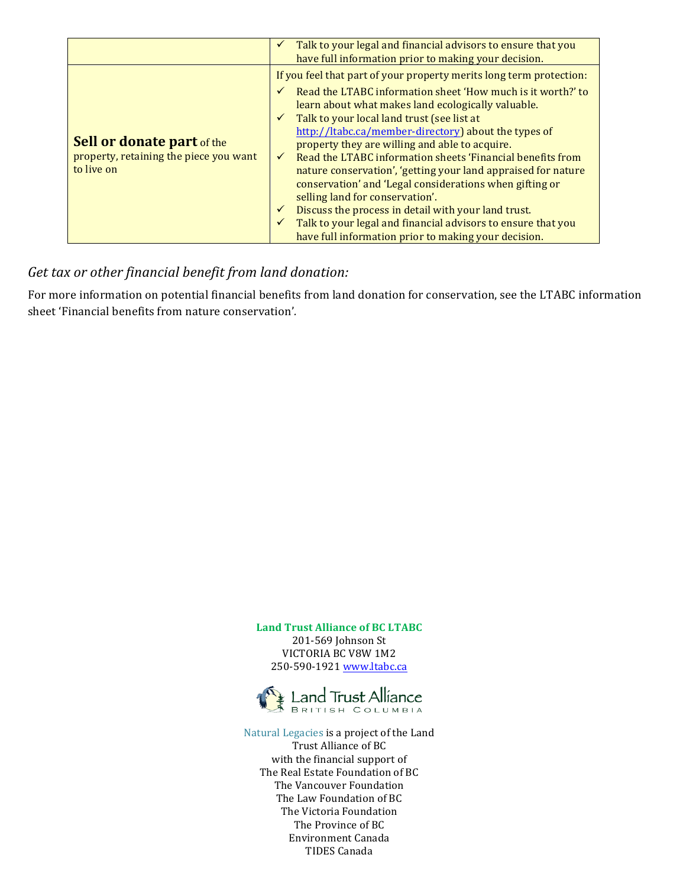| | |
|---|---|
| | ✓ Talk to your legal and financial advisors to ensure that you have full information prior to making your decision. |
| **Sell or donate part** of the property, retaining the piece you want to live on | If you feel that part of your property merits long term protection:<br>✓ Read the LTABC information sheet 'How much is it worth?' to learn about what makes land ecologically valuable.<br>✓ Talk to your local land trust (see list at http://ltabc.ca/member-directory) about the types of property they are willing and able to acquire.<br>✓ Read the LTABC information sheets 'Financial benefits from nature conservation', 'getting your land appraised for nature conservation' and 'Legal considerations when gifting or selling land for conservation'.<br>✓ Discuss the process in detail with your land trust.<br>✓ Talk to your legal and financial advisors to ensure that you have full information prior to making your decision. |

*Get tax or other financial benefit from land donation:*

For more information on potential financial benefits from land donation for conservation, see the LTABC information sheet 'Financial benefits from nature conservation'.

**Land Trust Alliance of BC LTABC**
201-569 Johnson St
VICTORIA BC V8W 1M2
250-590-1921 www.ltabc.ca

Land Trust Alliance
BRITISH COLUMBIA

Natural Legacies is a project of the Land Trust Alliance of BC
with the financial support of
The Real Estate Foundation of BC
The Vancouver Foundation
The Law Foundation of BC
The Victoria Foundation
The Province of BC
Environment Canada
TIDES Canada